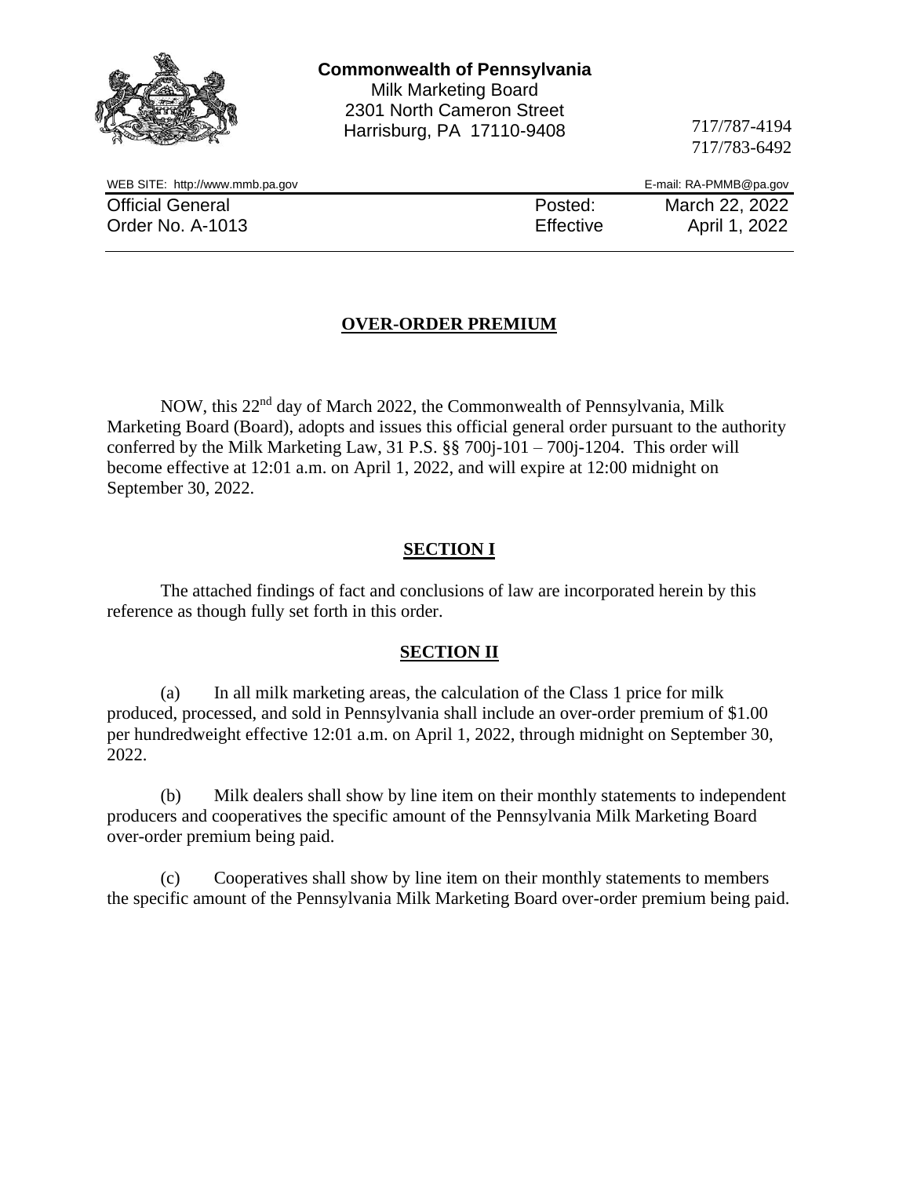**Commonwealth of Pennsylvania**
Milk Marketing Board
2301 North Cameron Street
Harrisburg, PA 17110-9408

717/787-4194
717/783-6492

WEB SITE: http://www.mmb.pa.gov E-mail: RA-PMMB@pa.gov

| Official General | Posted: | March 22, 2022 |
|---|---|---|
| Order No. A-1013 | Effective | April 1, 2022 |

## OVER-ORDER PREMIUM

NOW, this 22nd day of March 2022, the Commonwealth of Pennsylvania, Milk Marketing Board (Board), adopts and issues this official general order pursuant to the authority conferred by the Milk Marketing Law, 31 P.S. §§ 700j-101 – 700j-1204. This order will become effective at 12:01 a.m. on April 1, 2022, and will expire at 12:00 midnight on September 30, 2022.

### SECTION I

The attached findings of fact and conclusions of law are incorporated herein by this reference as though fully set forth in this order.

### SECTION II

(a) In all milk marketing areas, the calculation of the Class 1 price for milk produced, processed, and sold in Pennsylvania shall include an over-order premium of $1.00 per hundredweight effective 12:01 a.m. on April 1, 2022, through midnight on September 30, 2022.

(b) Milk dealers shall show by line item on their monthly statements to independent producers and cooperatives the specific amount of the Pennsylvania Milk Marketing Board over-order premium being paid.

(c) Cooperatives shall show by line item on their monthly statements to members the specific amount of the Pennsylvania Milk Marketing Board over-order premium being paid.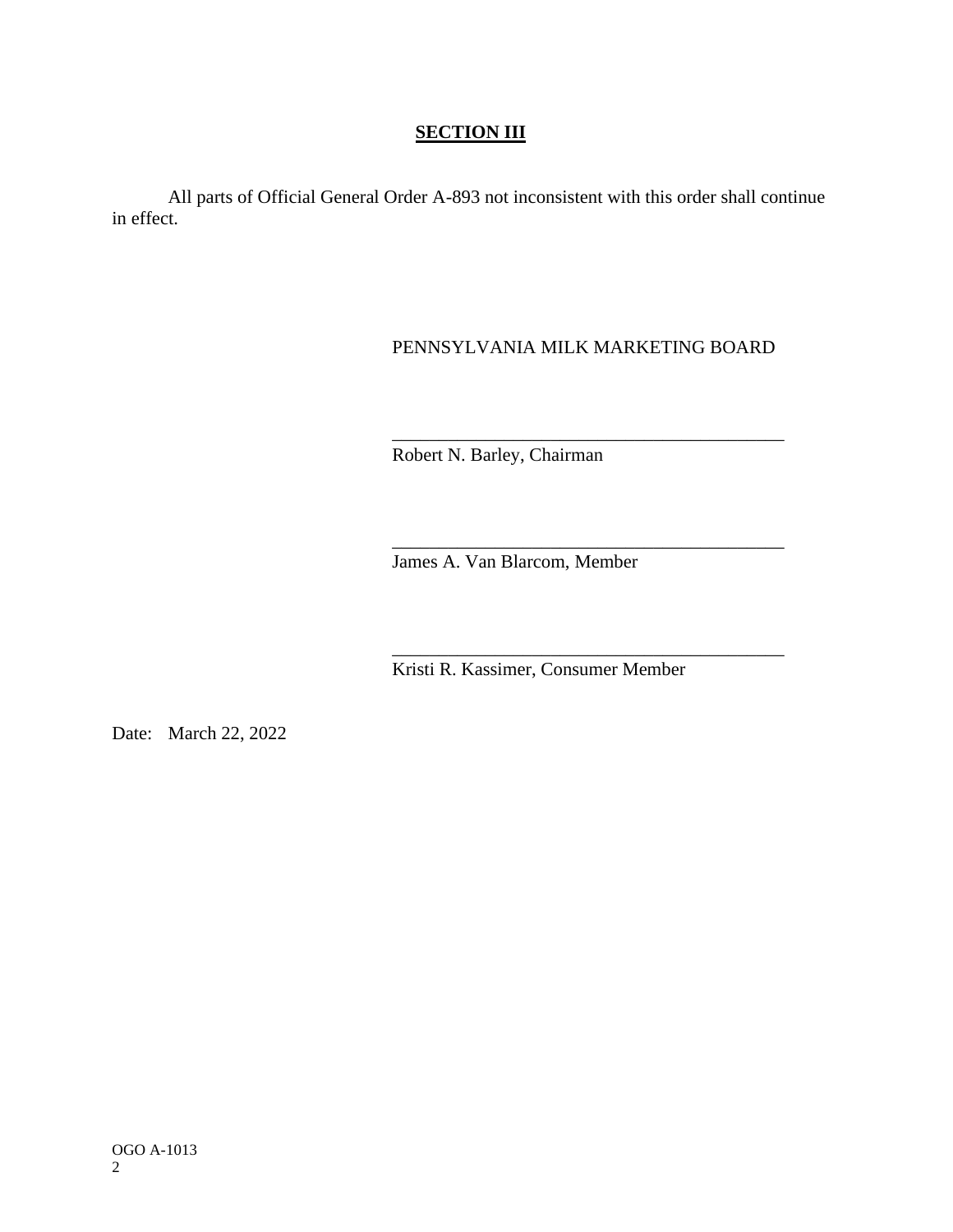## SECTION III

All parts of Official General Order A-893 not inconsistent with this order shall continue in effect.

PENNSYLVANIA MILK MARKETING BOARD

___________________________________________
Robert N. Barley, Chairman

___________________________________________
James A. Van Blarcom, Member

___________________________________________
Kristi R. Kassimer, Consumer Member

Date: March 22, 2022

OGO A-1013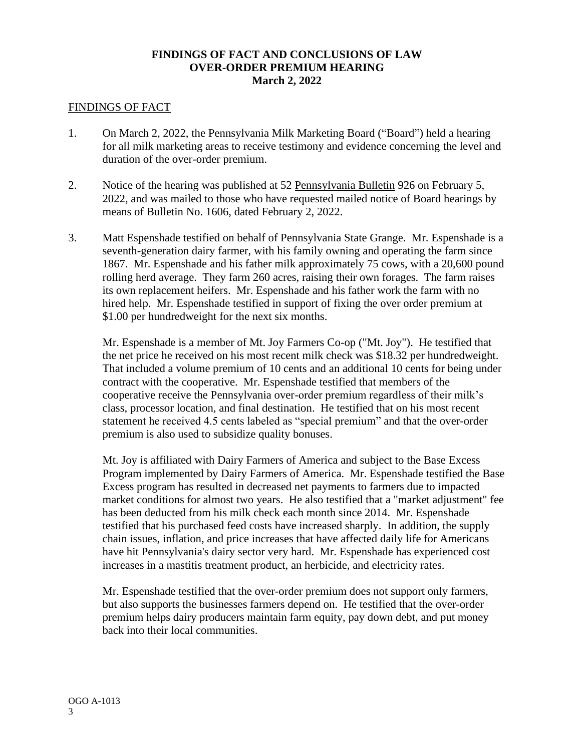**FINDINGS OF FACT AND CONCLUSIONS OF LAW**
**OVER-ORDER PREMIUM HEARING**
**March 2, 2022**

FINDINGS OF FACT

1. On March 2, 2022, the Pennsylvania Milk Marketing Board ("Board") held a hearing for all milk marketing areas to receive testimony and evidence concerning the level and duration of the over-order premium.

2. Notice of the hearing was published at 52 Pennsylvania Bulletin 926 on February 5, 2022, and was mailed to those who have requested mailed notice of Board hearings by means of Bulletin No. 1606, dated February 2, 2022.

3. Matt Espenshade testified on behalf of Pennsylvania State Grange. Mr. Espenshade is a seventh-generation dairy farmer, with his family owning and operating the farm since 1867. Mr. Espenshade and his father milk approximately 75 cows, with a 20,600 pound rolling herd average. They farm 260 acres, raising their own forages. The farm raises its own replacement heifers. Mr. Espenshade and his father work the farm with no hired help. Mr. Espenshade testified in support of fixing the over order premium at $1.00 per hundredweight for the next six months.

   Mr. Espenshade is a member of Mt. Joy Farmers Co-op ("Mt. Joy"). He testified that the net price he received on his most recent milk check was $18.32 per hundredweight. That included a volume premium of 10 cents and an additional 10 cents for being under contract with the cooperative. Mr. Espenshade testified that members of the cooperative receive the Pennsylvania over-order premium regardless of their milk's class, processor location, and final destination. He testified that on his most recent statement he received 4.5 cents labeled as "special premium" and that the over-order premium is also used to subsidize quality bonuses.

   Mt. Joy is affiliated with Dairy Farmers of America and subject to the Base Excess Program implemented by Dairy Farmers of America. Mr. Espenshade testified the Base Excess program has resulted in decreased net payments to farmers due to impacted market conditions for almost two years. He also testified that a "market adjustment" fee has been deducted from his milk check each month since 2014. Mr. Espenshade testified that his purchased feed costs have increased sharply. In addition, the supply chain issues, inflation, and price increases that have affected daily life for Americans have hit Pennsylvania's dairy sector very hard. Mr. Espenshade has experienced cost increases in a mastitis treatment product, an herbicide, and electricity rates.

   Mr. Espenshade testified that the over-order premium does not support only farmers, but also supports the businesses farmers depend on. He testified that the over-order premium helps dairy producers maintain farm equity, pay down debt, and put money back into their local communities.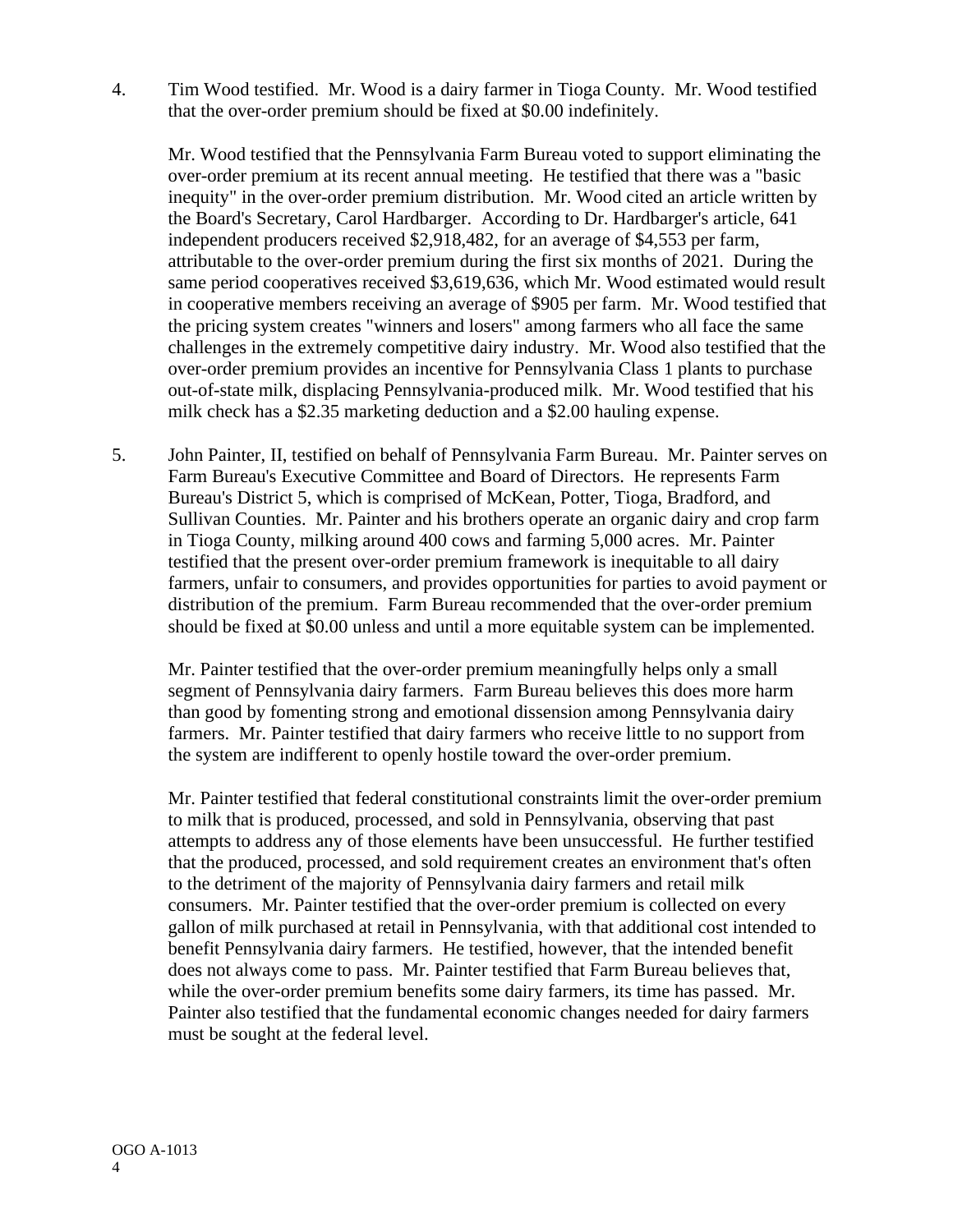4. Tim Wood testified. Mr. Wood is a dairy farmer in Tioga County. Mr. Wood testified that the over-order premium should be fixed at $0.00 indefinitely.

   Mr. Wood testified that the Pennsylvania Farm Bureau voted to support eliminating the over-order premium at its recent annual meeting. He testified that there was a "basic inequity" in the over-order premium distribution. Mr. Wood cited an article written by the Board's Secretary, Carol Hardbarger. According to Dr. Hardbarger's article, 641 independent producers received $2,918,482, for an average of $4,553 per farm, attributable to the over-order premium during the first six months of 2021. During the same period cooperatives received $3,619,636, which Mr. Wood estimated would result in cooperative members receiving an average of $905 per farm. Mr. Wood testified that the pricing system creates "winners and losers" among farmers who all face the same challenges in the extremely competitive dairy industry. Mr. Wood also testified that the over-order premium provides an incentive for Pennsylvania Class 1 plants to purchase out-of-state milk, displacing Pennsylvania-produced milk. Mr. Wood testified that his milk check has a $2.35 marketing deduction and a $2.00 hauling expense.

5. John Painter, II, testified on behalf of Pennsylvania Farm Bureau. Mr. Painter serves on Farm Bureau's Executive Committee and Board of Directors. He represents Farm Bureau's District 5, which is comprised of McKean, Potter, Tioga, Bradford, and Sullivan Counties. Mr. Painter and his brothers operate an organic dairy and crop farm in Tioga County, milking around 400 cows and farming 5,000 acres. Mr. Painter testified that the present over-order premium framework is inequitable to all dairy farmers, unfair to consumers, and provides opportunities for parties to avoid payment or distribution of the premium. Farm Bureau recommended that the over-order premium should be fixed at $0.00 unless and until a more equitable system can be implemented.

   Mr. Painter testified that the over-order premium meaningfully helps only a small segment of Pennsylvania dairy farmers. Farm Bureau believes this does more harm than good by fomenting strong and emotional dissension among Pennsylvania dairy farmers. Mr. Painter testified that dairy farmers who receive little to no support from the system are indifferent to openly hostile toward the over-order premium.

   Mr. Painter testified that federal constitutional constraints limit the over-order premium to milk that is produced, processed, and sold in Pennsylvania, observing that past attempts to address any of those elements have been unsuccessful. He further testified that the produced, processed, and sold requirement creates an environment that's often to the detriment of the majority of Pennsylvania dairy farmers and retail milk consumers. Mr. Painter testified that the over-order premium is collected on every gallon of milk purchased at retail in Pennsylvania, with that additional cost intended to benefit Pennsylvania dairy farmers. He testified, however, that the intended benefit does not always come to pass. Mr. Painter testified that Farm Bureau believes that, while the over-order premium benefits some dairy farmers, its time has passed. Mr. Painter also testified that the fundamental economic changes needed for dairy farmers must be sought at the federal level.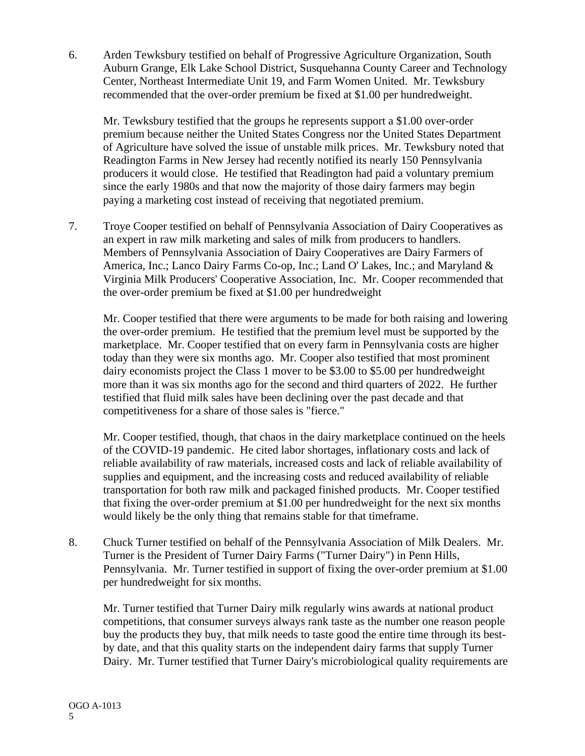6. Arden Tewksbury testified on behalf of Progressive Agriculture Organization, South Auburn Grange, Elk Lake School District, Susquehanna County Career and Technology Center, Northeast Intermediate Unit 19, and Farm Women United. Mr. Tewksbury recommended that the over-order premium be fixed at $1.00 per hundredweight.

   Mr. Tewksbury testified that the groups he represents support a $1.00 over-order premium because neither the United States Congress nor the United States Department of Agriculture have solved the issue of unstable milk prices. Mr. Tewksbury noted that Readington Farms in New Jersey had recently notified its nearly 150 Pennsylvania producers it would close. He testified that Readington had paid a voluntary premium since the early 1980s and that now the majority of those dairy farmers may begin paying a marketing cost instead of receiving that negotiated premium.

7. Troye Cooper testified on behalf of Pennsylvania Association of Dairy Cooperatives as an expert in raw milk marketing and sales of milk from producers to handlers. Members of Pennsylvania Association of Dairy Cooperatives are Dairy Farmers of America, Inc.; Lanco Dairy Farms Co-op, Inc.; Land O' Lakes, Inc.; and Maryland & Virginia Milk Producers' Cooperative Association, Inc. Mr. Cooper recommended that the over-order premium be fixed at $1.00 per hundredweight

   Mr. Cooper testified that there were arguments to be made for both raising and lowering the over-order premium. He testified that the premium level must be supported by the marketplace. Mr. Cooper testified that on every farm in Pennsylvania costs are higher today than they were six months ago. Mr. Cooper also testified that most prominent dairy economists project the Class 1 mover to be $3.00 to $5.00 per hundredweight more than it was six months ago for the second and third quarters of 2022. He further testified that fluid milk sales have been declining over the past decade and that competitiveness for a share of those sales is "fierce."

   Mr. Cooper testified, though, that chaos in the dairy marketplace continued on the heels of the COVID-19 pandemic. He cited labor shortages, inflationary costs and lack of reliable availability of raw materials, increased costs and lack of reliable availability of supplies and equipment, and the increasing costs and reduced availability of reliable transportation for both raw milk and packaged finished products. Mr. Cooper testified that fixing the over-order premium at $1.00 per hundredweight for the next six months would likely be the only thing that remains stable for that timeframe.

8. Chuck Turner testified on behalf of the Pennsylvania Association of Milk Dealers. Mr. Turner is the President of Turner Dairy Farms ("Turner Dairy") in Penn Hills, Pennsylvania. Mr. Turner testified in support of fixing the over-order premium at $1.00 per hundredweight for six months.

   Mr. Turner testified that Turner Dairy milk regularly wins awards at national product competitions, that consumer surveys always rank taste as the number one reason people buy the products they buy, that milk needs to taste good the entire time through its best-by date, and that this quality starts on the independent dairy farms that supply Turner Dairy. Mr. Turner testified that Turner Dairy's microbiological quality requirements are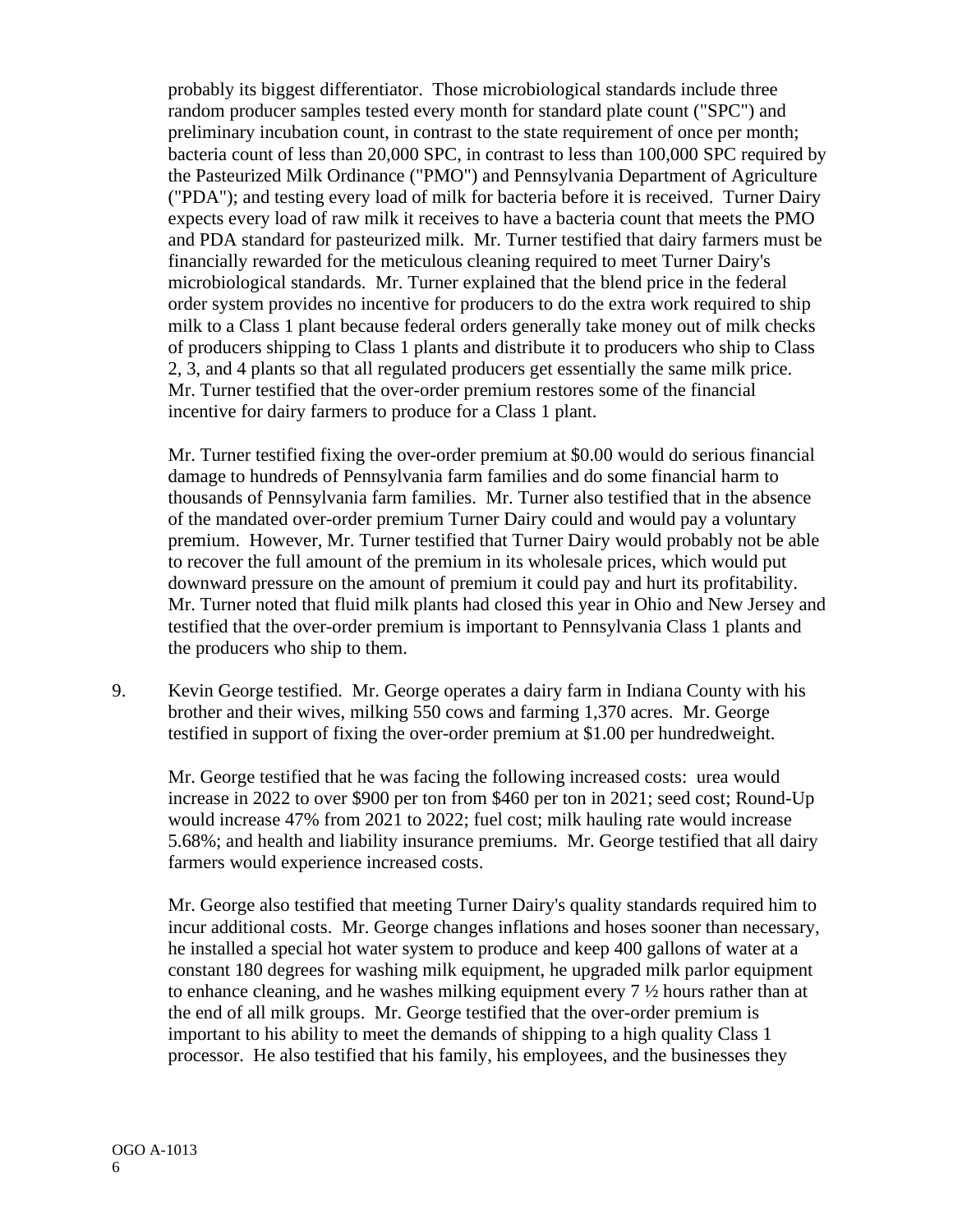probably its biggest differentiator. Those microbiological standards include three random producer samples tested every month for standard plate count ("SPC") and preliminary incubation count, in contrast to the state requirement of once per month; bacteria count of less than 20,000 SPC, in contrast to less than 100,000 SPC required by the Pasteurized Milk Ordinance ("PMO") and Pennsylvania Department of Agriculture ("PDA"); and testing every load of milk for bacteria before it is received. Turner Dairy expects every load of raw milk it receives to have a bacteria count that meets the PMO and PDA standard for pasteurized milk. Mr. Turner testified that dairy farmers must be financially rewarded for the meticulous cleaning required to meet Turner Dairy's microbiological standards. Mr. Turner explained that the blend price in the federal order system provides no incentive for producers to do the extra work required to ship milk to a Class 1 plant because federal orders generally take money out of milk checks of producers shipping to Class 1 plants and distribute it to producers who ship to Class 2, 3, and 4 plants so that all regulated producers get essentially the same milk price. Mr. Turner testified that the over-order premium restores some of the financial incentive for dairy farmers to produce for a Class 1 plant.

Mr. Turner testified fixing the over-order premium at $0.00 would do serious financial damage to hundreds of Pennsylvania farm families and do some financial harm to thousands of Pennsylvania farm families. Mr. Turner also testified that in the absence of the mandated over-order premium Turner Dairy could and would pay a voluntary premium. However, Mr. Turner testified that Turner Dairy would probably not be able to recover the full amount of the premium in its wholesale prices, which would put downward pressure on the amount of premium it could pay and hurt its profitability. Mr. Turner noted that fluid milk plants had closed this year in Ohio and New Jersey and testified that the over-order premium is important to Pennsylvania Class 1 plants and the producers who ship to them.

9. Kevin George testified. Mr. George operates a dairy farm in Indiana County with his brother and their wives, milking 550 cows and farming 1,370 acres. Mr. George testified in support of fixing the over-order premium at $1.00 per hundredweight.

   Mr. George testified that he was facing the following increased costs: urea would increase in 2022 to over $900 per ton from $460 per ton in 2021; seed cost; Round-Up would increase 47% from 2021 to 2022; fuel cost; milk hauling rate would increase 5.68%; and health and liability insurance premiums. Mr. George testified that all dairy farmers would experience increased costs.

   Mr. George also testified that meeting Turner Dairy's quality standards required him to incur additional costs. Mr. George changes inflations and hoses sooner than necessary, he installed a special hot water system to produce and keep 400 gallons of water at a constant 180 degrees for washing milk equipment, he upgraded milk parlor equipment to enhance cleaning, and he washes milking equipment every 7 ½ hours rather than at the end of all milk groups. Mr. George testified that the over-order premium is important to his ability to meet the demands of shipping to a high quality Class 1 processor. He also testified that his family, his employees, and the businesses they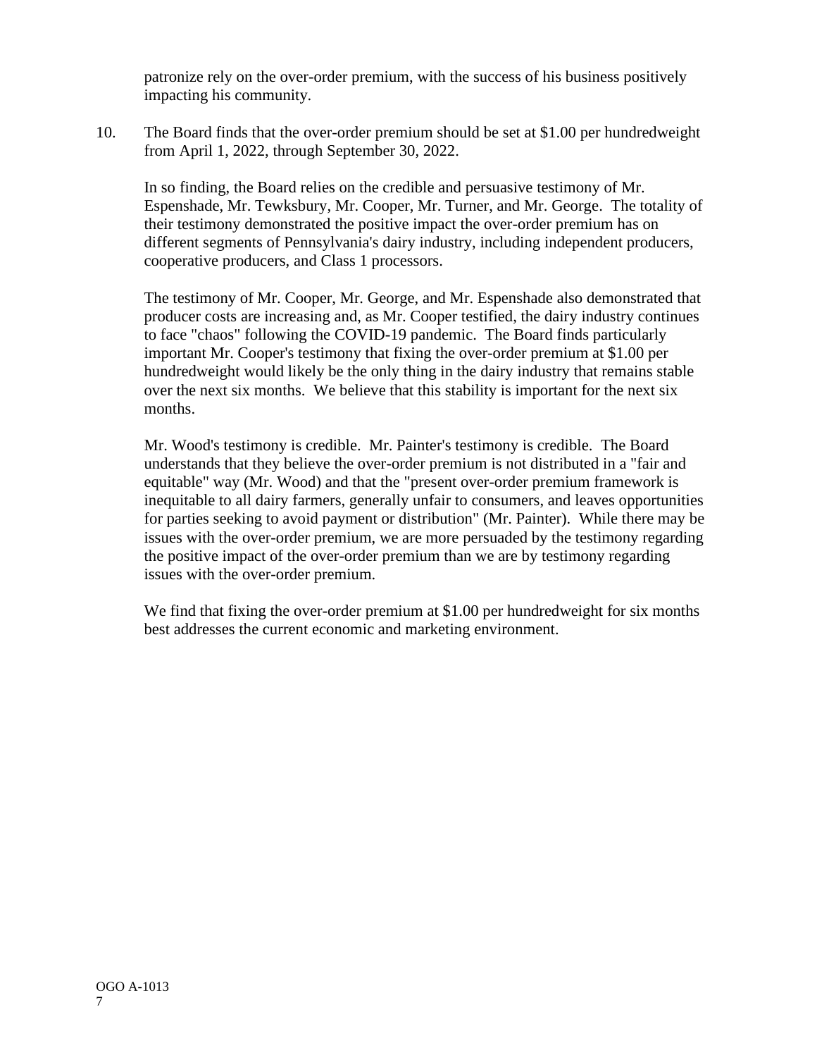patronize rely on the over-order premium, with the success of his business positively impacting his community.

10. The Board finds that the over-order premium should be set at $1.00 per hundredweight from April 1, 2022, through September 30, 2022.

    In so finding, the Board relies on the credible and persuasive testimony of Mr. Espenshade, Mr. Tewksbury, Mr. Cooper, Mr. Turner, and Mr. George. The totality of their testimony demonstrated the positive impact the over-order premium has on different segments of Pennsylvania's dairy industry, including independent producers, cooperative producers, and Class 1 processors.

    The testimony of Mr. Cooper, Mr. George, and Mr. Espenshade also demonstrated that producer costs are increasing and, as Mr. Cooper testified, the dairy industry continues to face "chaos" following the COVID-19 pandemic. The Board finds particularly important Mr. Cooper's testimony that fixing the over-order premium at $1.00 per hundredweight would likely be the only thing in the dairy industry that remains stable over the next six months. We believe that this stability is important for the next six months.

    Mr. Wood's testimony is credible. Mr. Painter's testimony is credible. The Board understands that they believe the over-order premium is not distributed in a "fair and equitable" way (Mr. Wood) and that the "present over-order premium framework is inequitable to all dairy farmers, generally unfair to consumers, and leaves opportunities for parties seeking to avoid payment or distribution" (Mr. Painter). While there may be issues with the over-order premium, we are more persuaded by the testimony regarding the positive impact of the over-order premium than we are by testimony regarding issues with the over-order premium.

    We find that fixing the over-order premium at $1.00 per hundredweight for six months best addresses the current economic and marketing environment.

OGO A-1013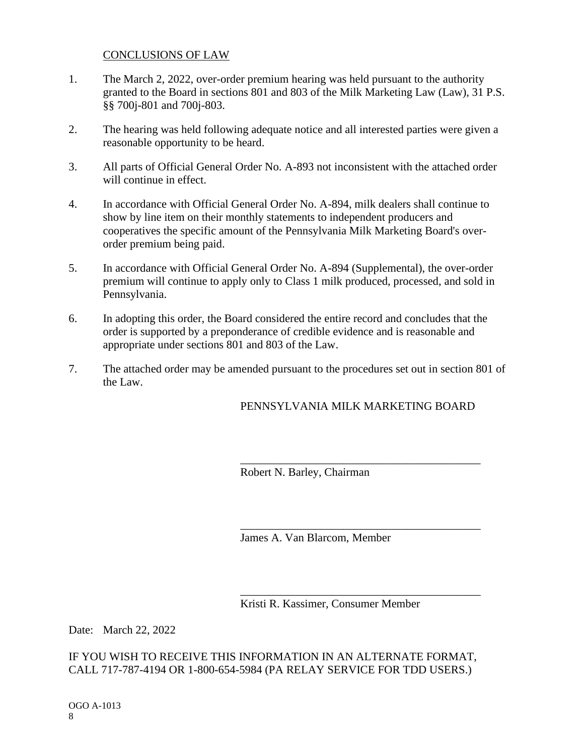## CONCLUSIONS OF LAW

1. The March 2, 2022, over-order premium hearing was held pursuant to the authority granted to the Board in sections 801 and 803 of the Milk Marketing Law (Law), 31 P.S. §§ 700j-801 and 700j-803.

2. The hearing was held following adequate notice and all interested parties were given a reasonable opportunity to be heard.

3. All parts of Official General Order No. A-893 not inconsistent with the attached order will continue in effect.

4. In accordance with Official General Order No. A-894, milk dealers shall continue to show by line item on their monthly statements to independent producers and cooperatives the specific amount of the Pennsylvania Milk Marketing Board's over-order premium being paid.

5. In accordance with Official General Order No. A-894 (Supplemental), the over-order premium will continue to apply only to Class 1 milk produced, processed, and sold in Pennsylvania.

6. In adopting this order, the Board considered the entire record and concludes that the order is supported by a preponderance of credible evidence and is reasonable and appropriate under sections 801 and 803 of the Law.

7. The attached order may be amended pursuant to the procedures set out in section 801 of the Law.

PENNSYLVANIA MILK MARKETING BOARD

\_\_\_\_\_\_\_\_\_\_\_\_\_\_\_\_\_\_\_\_\_\_\_\_\_\_\_\_\_\_\_\_\_\_\_\_\_\_\_\_\_\_
Robert N. Barley, Chairman

\_\_\_\_\_\_\_\_\_\_\_\_\_\_\_\_\_\_\_\_\_\_\_\_\_\_\_\_\_\_\_\_\_\_\_\_\_\_\_\_\_\_
James A. Van Blarcom, Member

\_\_\_\_\_\_\_\_\_\_\_\_\_\_\_\_\_\_\_\_\_\_\_\_\_\_\_\_\_\_\_\_\_\_\_\_\_\_\_\_\_\_
Kristi R. Kassimer, Consumer Member

Date: March 22, 2022

IF YOU WISH TO RECEIVE THIS INFORMATION IN AN ALTERNATE FORMAT, CALL 717-787-4194 OR 1-800-654-5984 (PA RELAY SERVICE FOR TDD USERS.)